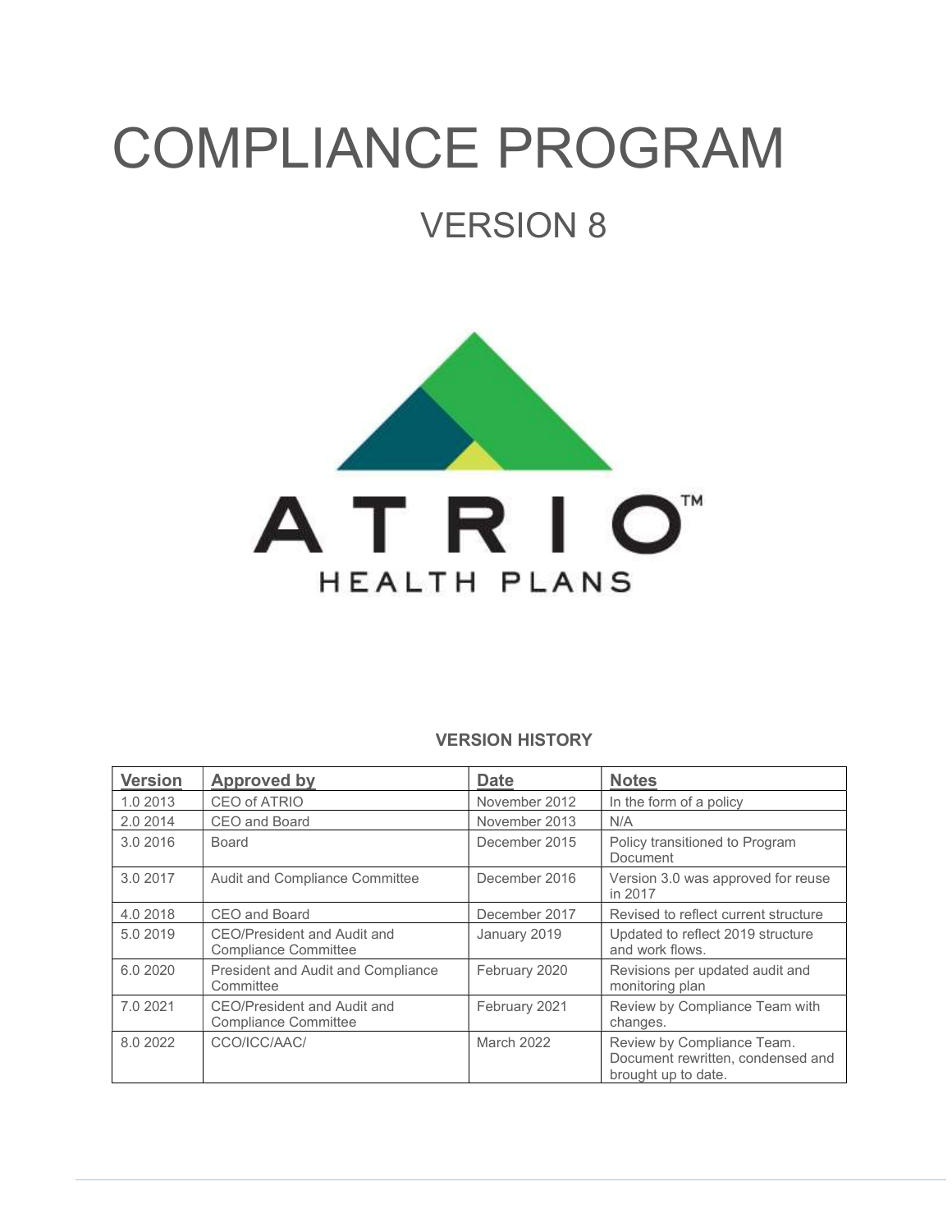# COMPLIANCE PROGRAM

## VERSION 8

ATRIO™
HEALTH PLANS

**VERSION HISTORY**

| Version | Approved by | Date | Notes |
|---|---|---|---|
| 1.0 2013 | CEO of ATRIO | November 2012 | In the form of a policy |
| 2.0 2014 | CEO and Board | November 2013 | N/A |
| 3.0 2016 | Board | December 2015 | Policy transitioned to Program Document |
| 3.0 2017 | Audit and Compliance Committee | December 2016 | Version 3.0 was approved for reuse in 2017 |
| 4.0 2018 | CEO and Board | December 2017 | Revised to reflect current structure |
| 5.0 2019 | CEO/President and Audit and Compliance Committee | January 2019 | Updated to reflect 2019 structure and work flows. |
| 6.0 2020 | President and Audit and Compliance Committee | February 2020 | Revisions per updated audit and monitoring plan |
| 7.0 2021 | CEO/President and Audit and Compliance Committee | February 2021 | Review by Compliance Team with changes. |
| 8.0 2022 | CCO/ICC/AAC/ | March 2022 | Review by Compliance Team. Document rewritten, condensed and brought up to date. |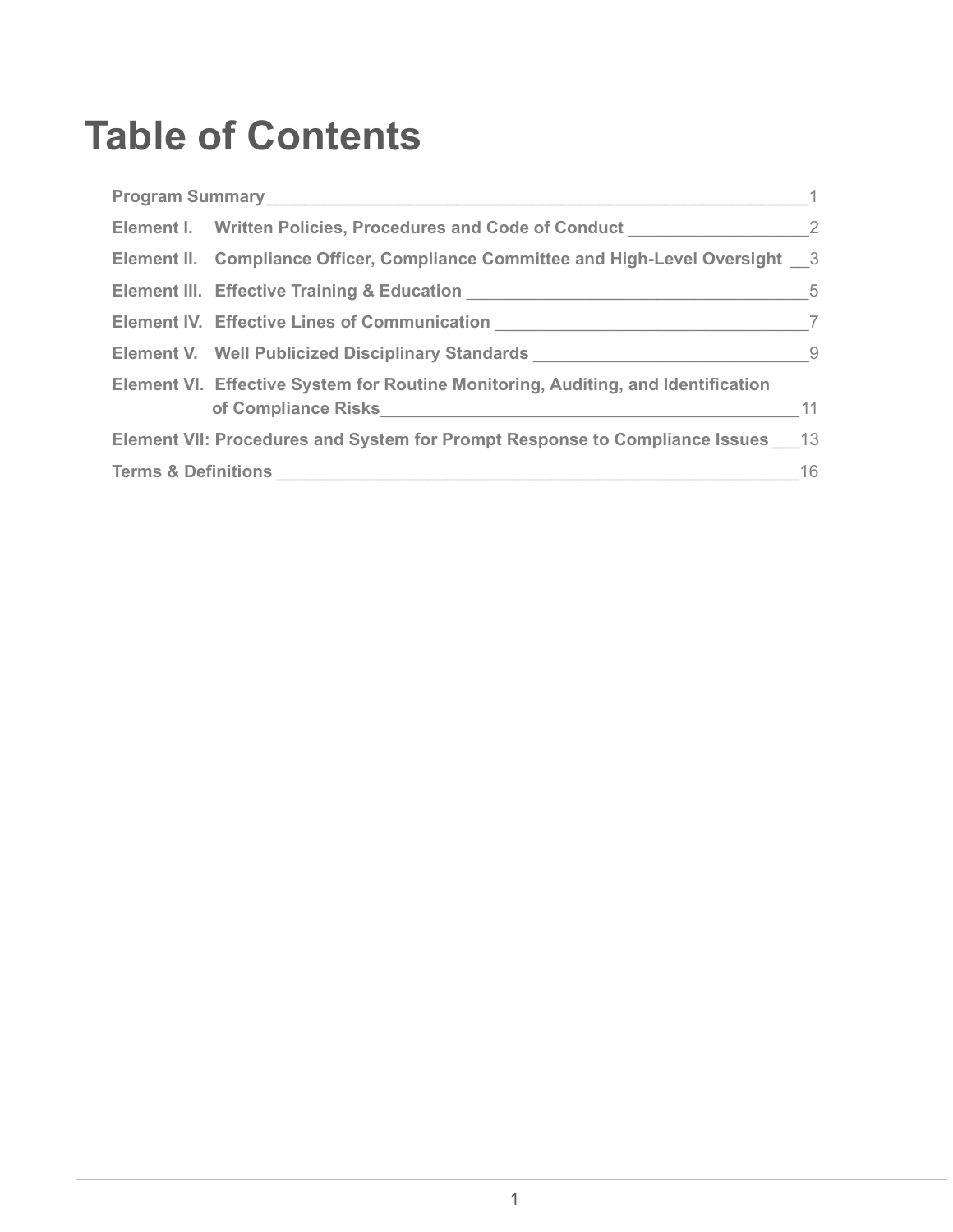# Table of Contents

| | |
|---|---|
| **Program Summary** | 1 |
| **Element I. Written Policies, Procedures and Code of Conduct** | 2 |
| **Element II. Compliance Officer, Compliance Committee and High-Level Oversight** | 3 |
| **Element III. Effective Training & Education** | 5 |
| **Element IV. Effective Lines of Communication** | 7 |
| **Element V. Well Publicized Disciplinary Standards** | 9 |
| **Element VI. Effective System for Routine Monitoring, Auditing, and Identification of Compliance Risks** | 11 |
| **Element VII: Procedures and System for Prompt Response to Compliance Issues** | 13 |
| **Terms & Definitions** | 16 |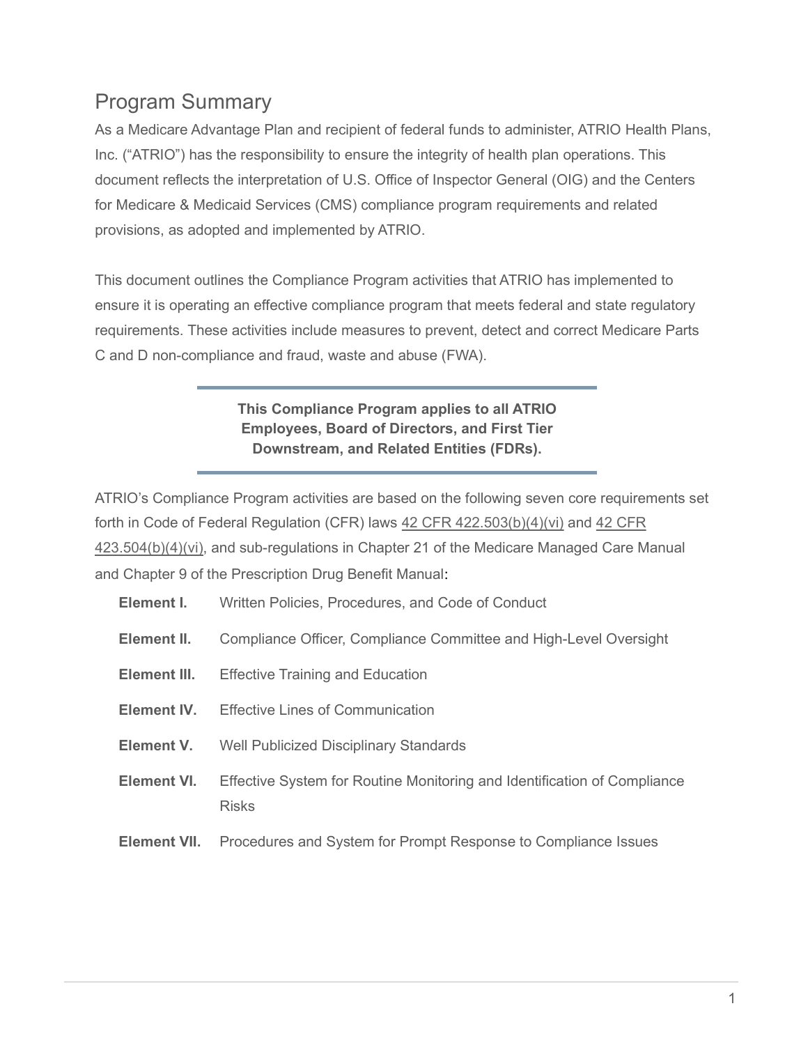# Program Summary

As a Medicare Advantage Plan and recipient of federal funds to administer, ATRIO Health Plans, Inc. ("ATRIO") has the responsibility to ensure the integrity of health plan operations. This document reflects the interpretation of U.S. Office of Inspector General (OIG) and the Centers for Medicare & Medicaid Services (CMS) compliance program requirements and related provisions, as adopted and implemented by ATRIO.

This document outlines the Compliance Program activities that ATRIO has implemented to ensure it is operating an effective compliance program that meets federal and state regulatory requirements. These activities include measures to prevent, detect and correct Medicare Parts C and D non-compliance and fraud, waste and abuse (FWA).

---

**This Compliance Program applies to all ATRIO Employees, Board of Directors, and First Tier Downstream, and Related Entities (FDRs).**

---

ATRIO's Compliance Program activities are based on the following seven core requirements set forth in Code of Federal Regulation (CFR) laws 42 CFR 422.503(b)(4)(vi) and 42 CFR 423.504(b)(4)(vi), and sub-regulations in Chapter 21 of the Medicare Managed Care Manual and Chapter 9 of the Prescription Drug Benefit Manual:

- **Element I.** Written Policies, Procedures, and Code of Conduct
- **Element II.** Compliance Officer, Compliance Committee and High-Level Oversight
- **Element III.** Effective Training and Education
- **Element IV.** Effective Lines of Communication
- **Element V.** Well Publicized Disciplinary Standards
- **Element VI.** Effective System for Routine Monitoring and Identification of Compliance Risks
- **Element VII.** Procedures and System for Prompt Response to Compliance Issues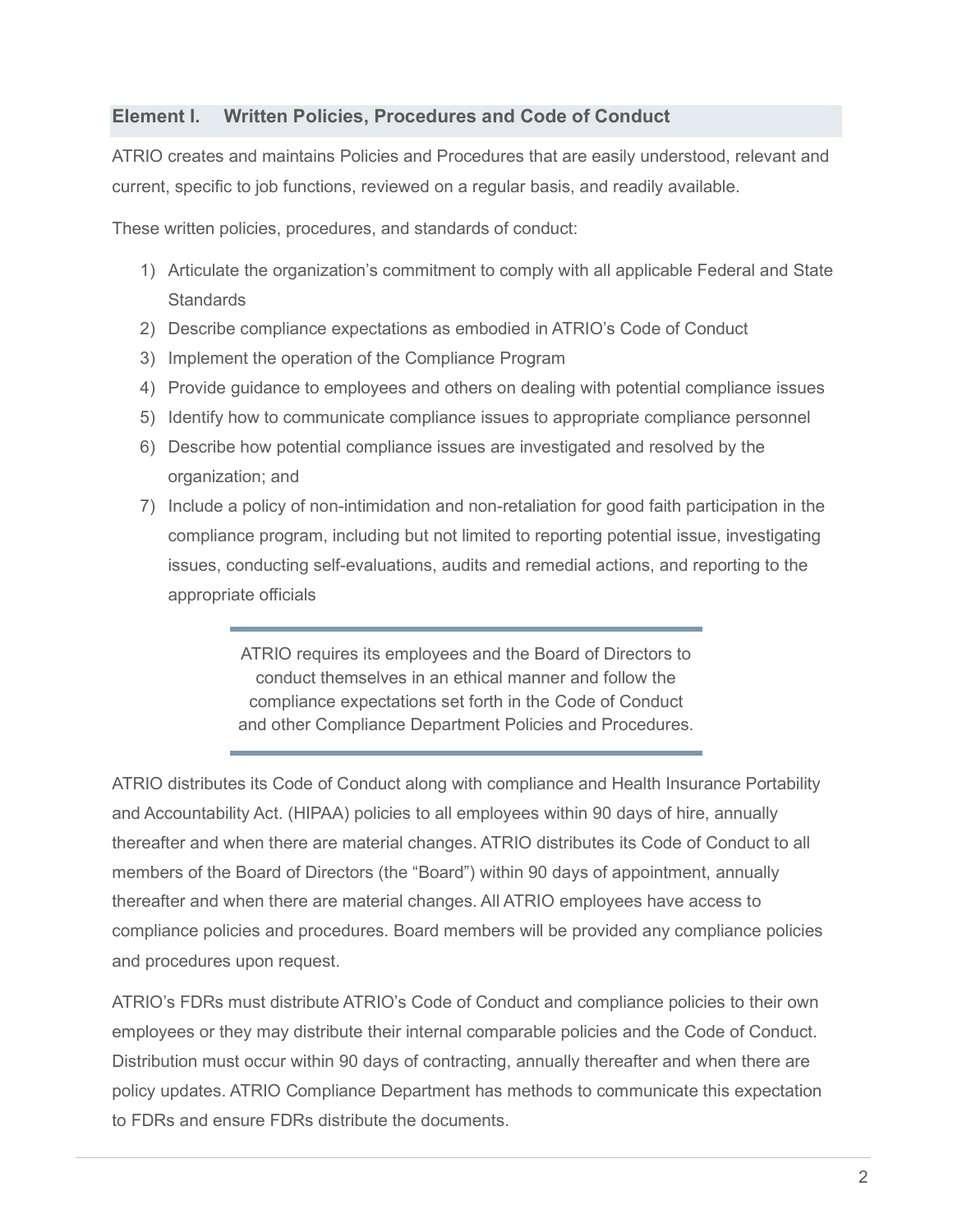## Element I. Written Policies, Procedures and Code of Conduct

ATRIO creates and maintains Policies and Procedures that are easily understood, relevant and current, specific to job functions, reviewed on a regular basis, and readily available.

These written policies, procedures, and standards of conduct:

1) Articulate the organization's commitment to comply with all applicable Federal and State Standards
2) Describe compliance expectations as embodied in ATRIO's Code of Conduct
3) Implement the operation of the Compliance Program
4) Provide guidance to employees and others on dealing with potential compliance issues
5) Identify how to communicate compliance issues to appropriate compliance personnel
6) Describe how potential compliance issues are investigated and resolved by the organization; and
7) Include a policy of non-intimidation and non-retaliation for good faith participation in the compliance program, including but not limited to reporting potential issue, investigating issues, conducting self-evaluations, audits and remedial actions, and reporting to the appropriate officials

> ATRIO requires its employees and the Board of Directors to conduct themselves in an ethical manner and follow the compliance expectations set forth in the Code of Conduct and other Compliance Department Policies and Procedures.

ATRIO distributes its Code of Conduct along with compliance and Health Insurance Portability and Accountability Act. (HIPAA) policies to all employees within 90 days of hire, annually thereafter and when there are material changes. ATRIO distributes its Code of Conduct to all members of the Board of Directors (the "Board") within 90 days of appointment, annually thereafter and when there are material changes. All ATRIO employees have access to compliance policies and procedures. Board members will be provided any compliance policies and procedures upon request.

ATRIO's FDRs must distribute ATRIO's Code of Conduct and compliance policies to their own employees or they may distribute their internal comparable policies and the Code of Conduct. Distribution must occur within 90 days of contracting, annually thereafter and when there are policy updates. ATRIO Compliance Department has methods to communicate this expectation to FDRs and ensure FDRs distribute the documents.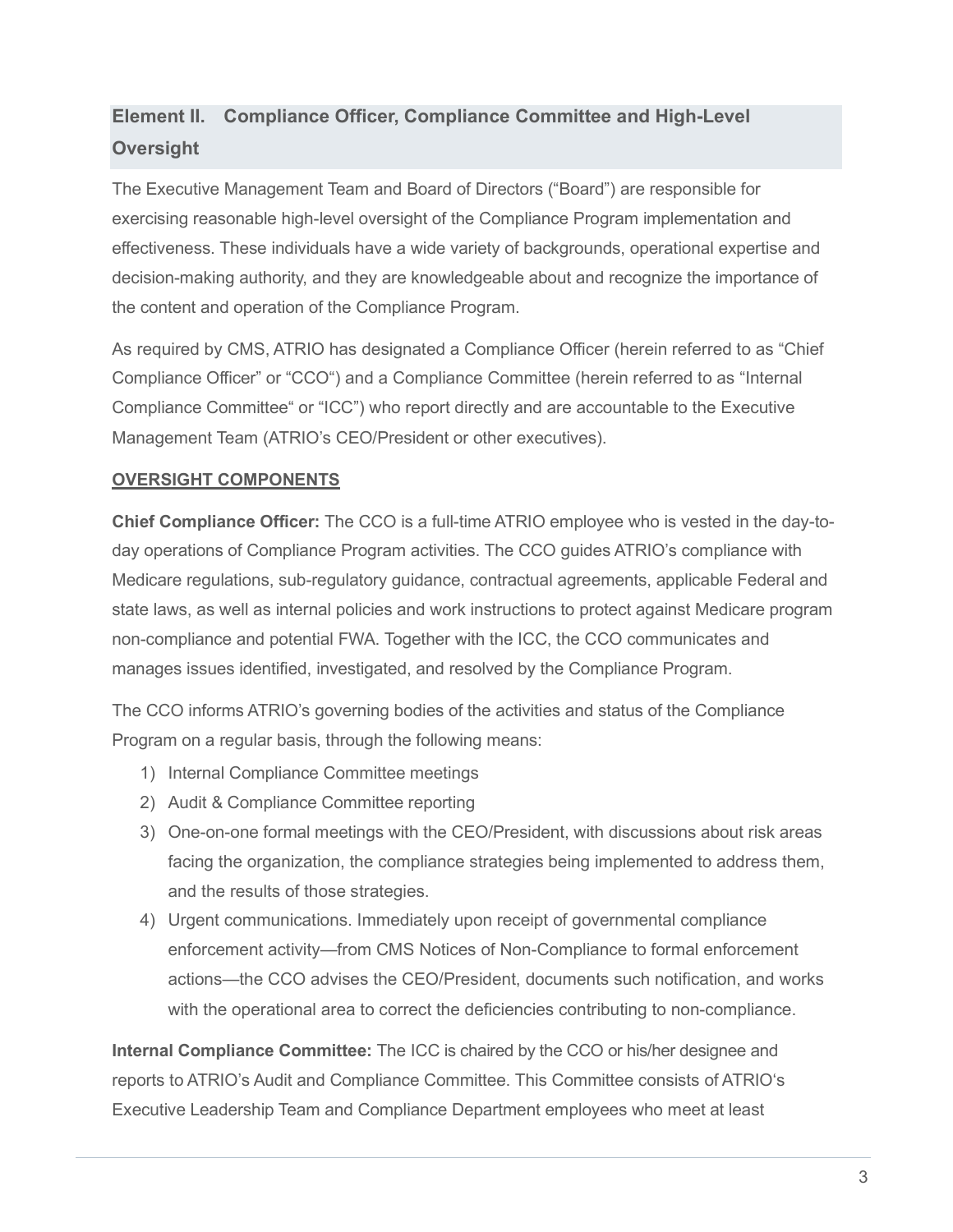## Element II. Compliance Officer, Compliance Committee and High-Level Oversight

The Executive Management Team and Board of Directors ("Board") are responsible for exercising reasonable high-level oversight of the Compliance Program implementation and effectiveness. These individuals have a wide variety of backgrounds, operational expertise and decision-making authority, and they are knowledgeable about and recognize the importance of the content and operation of the Compliance Program.

As required by CMS, ATRIO has designated a Compliance Officer (herein referred to as "Chief Compliance Officer" or "CCO") and a Compliance Committee (herein referred to as "Internal Compliance Committee" or "ICC") who report directly and are accountable to the Executive Management Team (ATRIO's CEO/President or other executives).

### OVERSIGHT COMPONENTS

**Chief Compliance Officer:** The CCO is a full-time ATRIO employee who is vested in the day-to-day operations of Compliance Program activities. The CCO guides ATRIO's compliance with Medicare regulations, sub-regulatory guidance, contractual agreements, applicable Federal and state laws, as well as internal policies and work instructions to protect against Medicare program non-compliance and potential FWA. Together with the ICC, the CCO communicates and manages issues identified, investigated, and resolved by the Compliance Program.

The CCO informs ATRIO's governing bodies of the activities and status of the Compliance Program on a regular basis, through the following means:

1) Internal Compliance Committee meetings
2) Audit & Compliance Committee reporting
3) One-on-one formal meetings with the CEO/President, with discussions about risk areas facing the organization, the compliance strategies being implemented to address them, and the results of those strategies.
4) Urgent communications. Immediately upon receipt of governmental compliance enforcement activity—from CMS Notices of Non-Compliance to formal enforcement actions—the CCO advises the CEO/President, documents such notification, and works with the operational area to correct the deficiencies contributing to non-compliance.

**Internal Compliance Committee:** The ICC is chaired by the CCO or his/her designee and reports to ATRIO's Audit and Compliance Committee. This Committee consists of ATRIO's Executive Leadership Team and Compliance Department employees who meet at least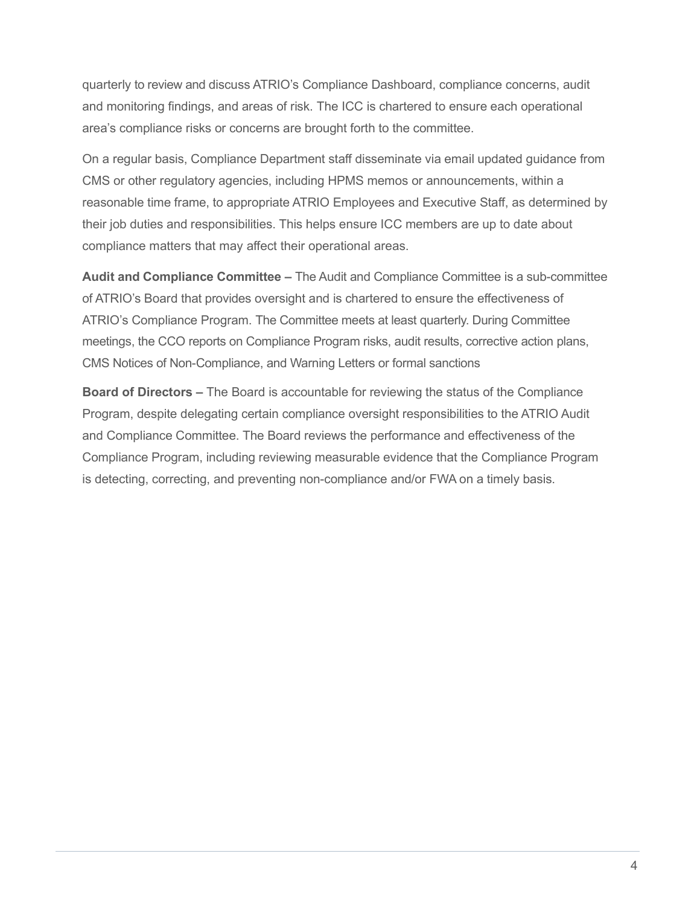quarterly to review and discuss ATRIO's Compliance Dashboard, compliance concerns, audit and monitoring findings, and areas of risk. The ICC is chartered to ensure each operational area's compliance risks or concerns are brought forth to the committee.

On a regular basis, Compliance Department staff disseminate via email updated guidance from CMS or other regulatory agencies, including HPMS memos or announcements, within a reasonable time frame, to appropriate ATRIO Employees and Executive Staff, as determined by their job duties and responsibilities. This helps ensure ICC members are up to date about compliance matters that may affect their operational areas.

**Audit and Compliance Committee –** The Audit and Compliance Committee is a sub-committee of ATRIO's Board that provides oversight and is chartered to ensure the effectiveness of ATRIO's Compliance Program. The Committee meets at least quarterly. During Committee meetings, the CCO reports on Compliance Program risks, audit results, corrective action plans, CMS Notices of Non-Compliance, and Warning Letters or formal sanctions

**Board of Directors –** The Board is accountable for reviewing the status of the Compliance Program, despite delegating certain compliance oversight responsibilities to the ATRIO Audit and Compliance Committee. The Board reviews the performance and effectiveness of the Compliance Program, including reviewing measurable evidence that the Compliance Program is detecting, correcting, and preventing non-compliance and/or FWA on a timely basis.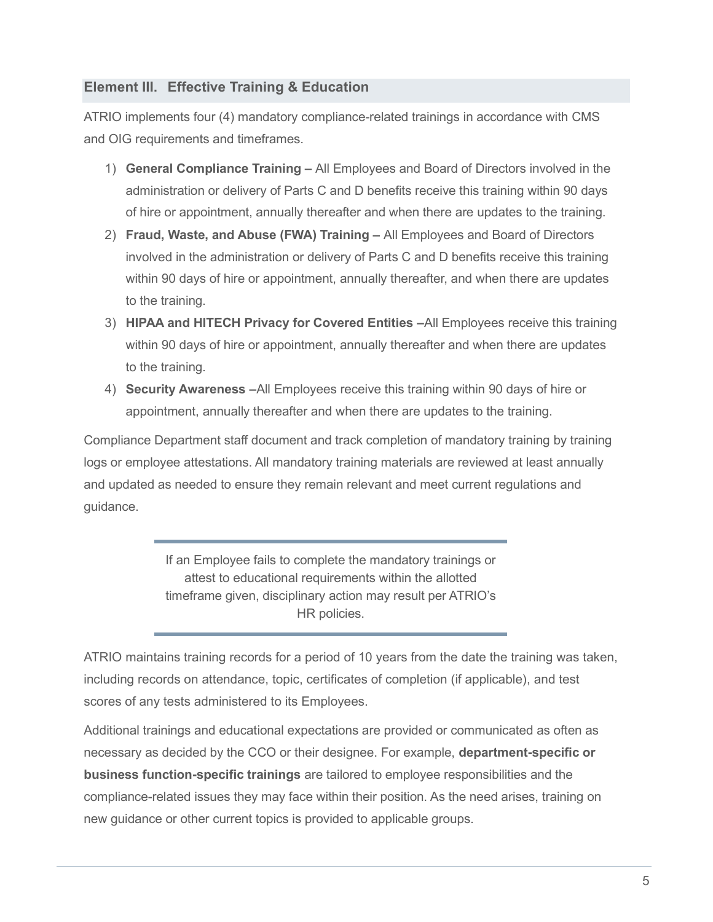## Element III. Effective Training & Education

ATRIO implements four (4) mandatory compliance-related trainings in accordance with CMS and OIG requirements and timeframes.

1) **General Compliance Training –** All Employees and Board of Directors involved in the administration or delivery of Parts C and D benefits receive this training within 90 days of hire or appointment, annually thereafter and when there are updates to the training.
2) **Fraud, Waste, and Abuse (FWA) Training –** All Employees and Board of Directors involved in the administration or delivery of Parts C and D benefits receive this training within 90 days of hire or appointment, annually thereafter, and when there are updates to the training.
3) **HIPAA and HITECH Privacy for Covered Entities –**All Employees receive this training within 90 days of hire or appointment, annually thereafter and when there are updates to the training.
4) **Security Awareness –**All Employees receive this training within 90 days of hire or appointment, annually thereafter and when there are updates to the training.

Compliance Department staff document and track completion of mandatory training by training logs or employee attestations. All mandatory training materials are reviewed at least annually and updated as needed to ensure they remain relevant and meet current regulations and guidance.

> If an Employee fails to complete the mandatory trainings or attest to educational requirements within the allotted timeframe given, disciplinary action may result per ATRIO's HR policies.

ATRIO maintains training records for a period of 10 years from the date the training was taken, including records on attendance, topic, certificates of completion (if applicable), and test scores of any tests administered to its Employees.

Additional trainings and educational expectations are provided or communicated as often as necessary as decided by the CCO or their designee. For example, **department-specific or business function-specific trainings** are tailored to employee responsibilities and the compliance-related issues they may face within their position. As the need arises, training on new guidance or other current topics is provided to applicable groups.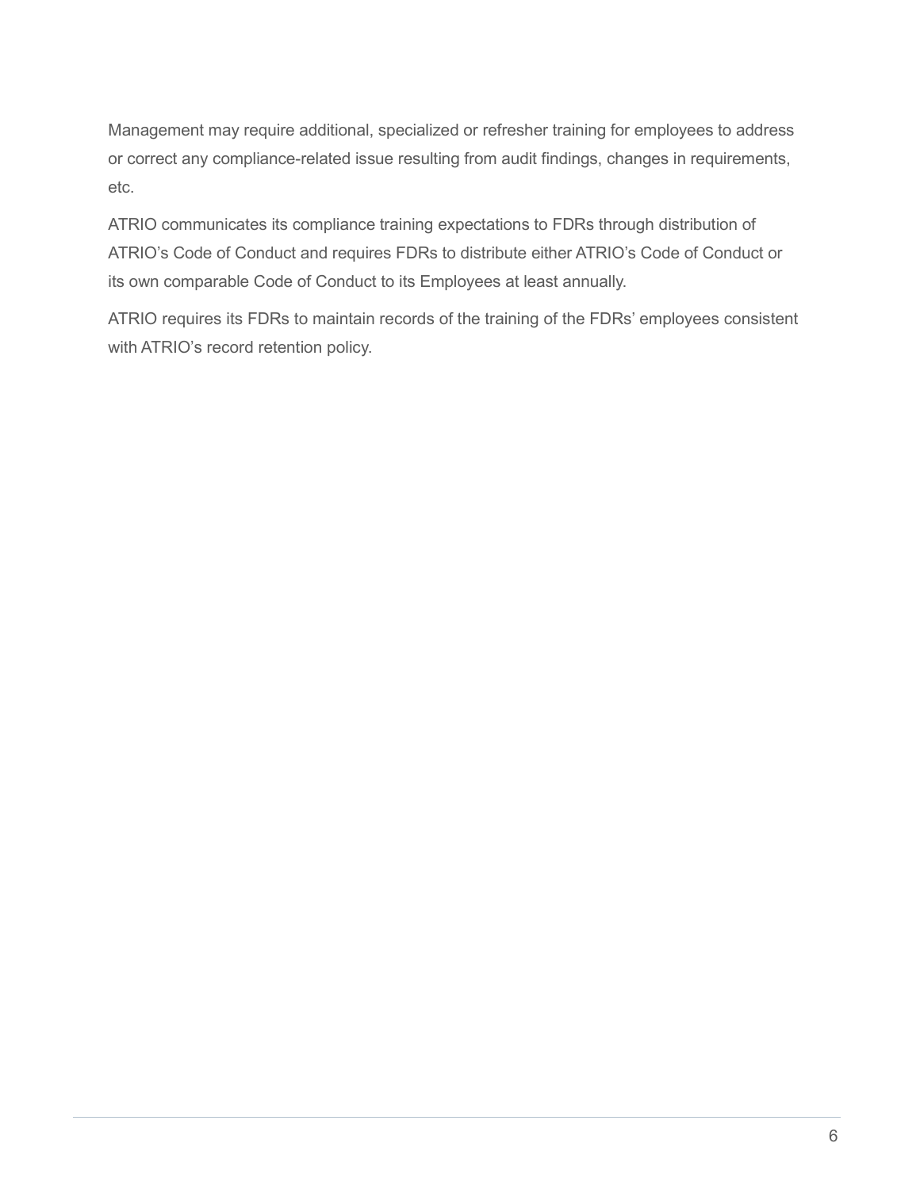Management may require additional, specialized or refresher training for employees to address or correct any compliance-related issue resulting from audit findings, changes in requirements, etc.

ATRIO communicates its compliance training expectations to FDRs through distribution of ATRIO's Code of Conduct and requires FDRs to distribute either ATRIO's Code of Conduct or its own comparable Code of Conduct to its Employees at least annually.

ATRIO requires its FDRs to maintain records of the training of the FDRs' employees consistent with ATRIO's record retention policy.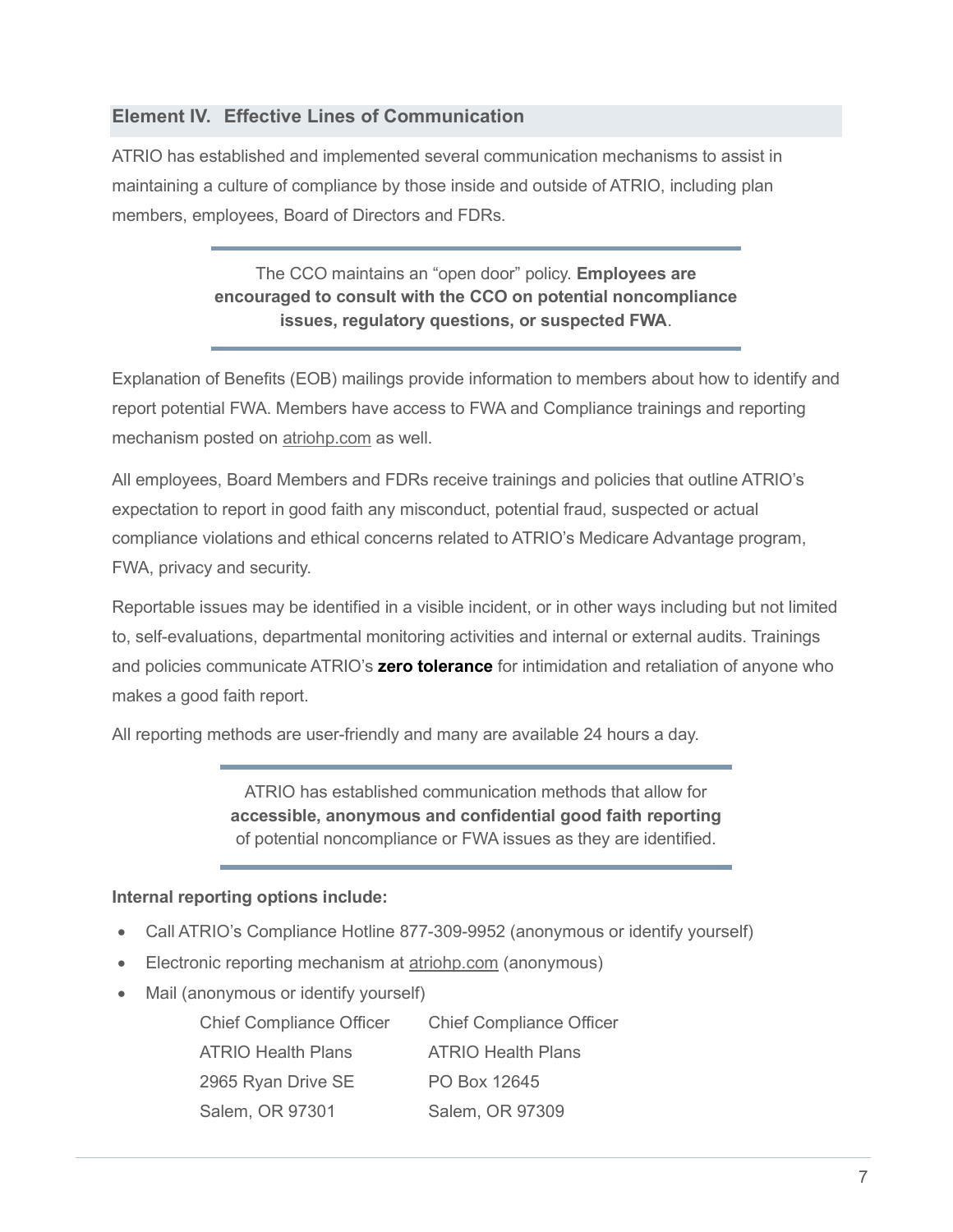## Element IV. Effective Lines of Communication

ATRIO has established and implemented several communication mechanisms to assist in maintaining a culture of compliance by those inside and outside of ATRIO, including plan members, employees, Board of Directors and FDRs.

> The CCO maintains an "open door" policy. **Employees are encouraged to consult with the CCO on potential noncompliance issues, regulatory questions, or suspected FWA**.

Explanation of Benefits (EOB) mailings provide information to members about how to identify and report potential FWA. Members have access to FWA and Compliance trainings and reporting mechanism posted on atriohp.com as well.

All employees, Board Members and FDRs receive trainings and policies that outline ATRIO's expectation to report in good faith any misconduct, potential fraud, suspected or actual compliance violations and ethical concerns related to ATRIO's Medicare Advantage program, FWA, privacy and security.

Reportable issues may be identified in a visible incident, or in other ways including but not limited to, self-evaluations, departmental monitoring activities and internal or external audits. Trainings and policies communicate ATRIO's **zero tolerance** for intimidation and retaliation of anyone who makes a good faith report.

All reporting methods are user-friendly and many are available 24 hours a day.

> ATRIO has established communication methods that allow for **accessible, anonymous and confidential good faith reporting** of potential noncompliance or FWA issues as they are identified.

**Internal reporting options include:**

- Call ATRIO's Compliance Hotline 877-309-9952 (anonymous or identify yourself)
- Electronic reporting mechanism at atriohp.com (anonymous)
- Mail (anonymous or identify yourself)

| | |
|---|---|
| Chief Compliance Officer | Chief Compliance Officer |
| ATRIO Health Plans | ATRIO Health Plans |
| 2965 Ryan Drive SE | PO Box 12645 |
| Salem, OR 97301 | Salem, OR 97309 |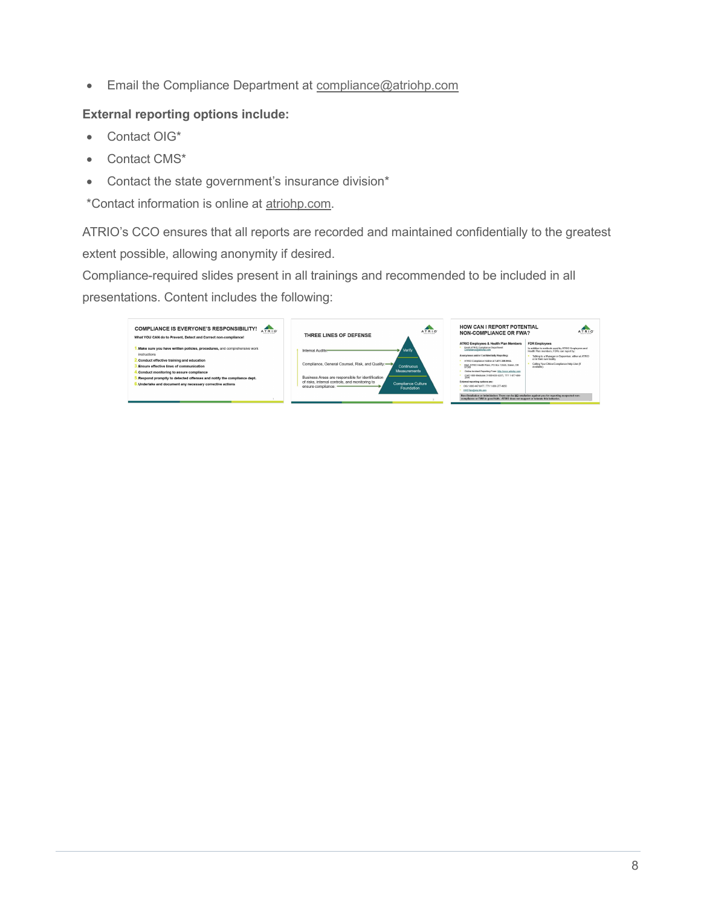- Email the Compliance Department at compliance@atriohp.com

**External reporting options include:**

- Contact OIG*
- Contact CMS*
- Contact the state government's insurance division*

*Contact information is online at atriohp.com.

ATRIO's CCO ensures that all reports are recorded and maintained confidentially to the greatest extent possible, allowing anonymity if desired.

Compliance-required slides present in all trainings and recommended to be included in all presentations. Content includes the following: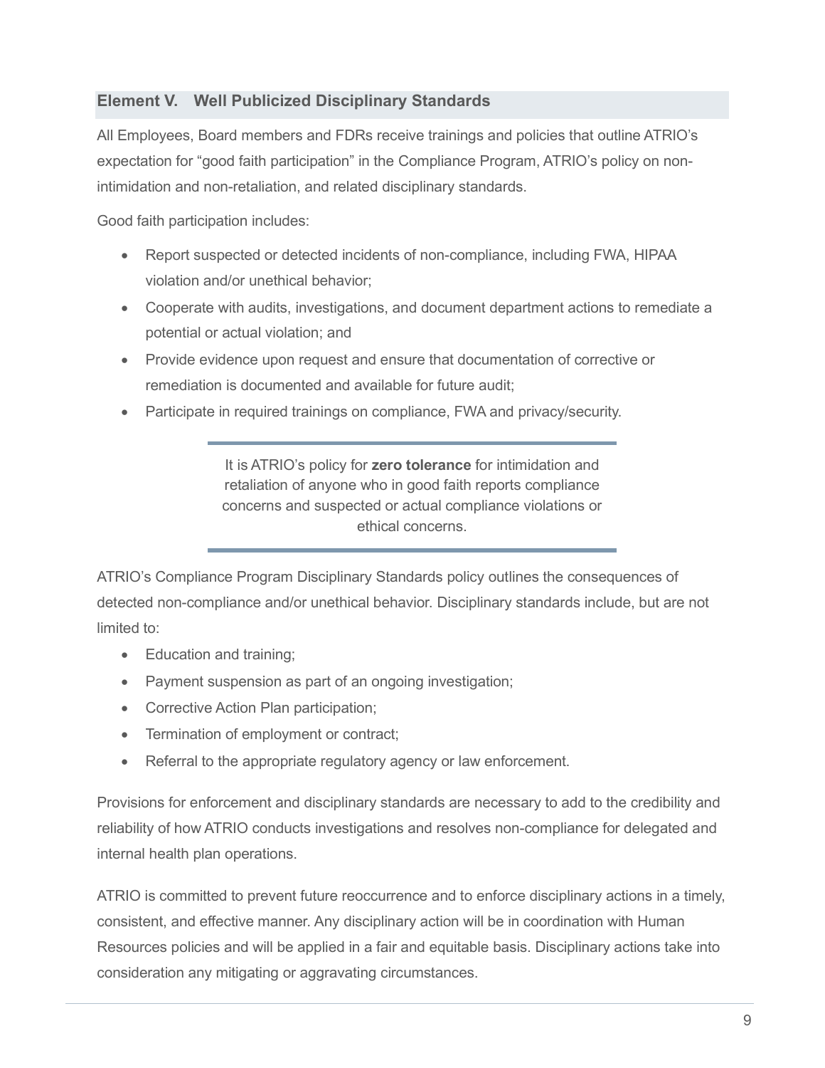## Element V. Well Publicized Disciplinary Standards

All Employees, Board members and FDRs receive trainings and policies that outline ATRIO's expectation for "good faith participation" in the Compliance Program, ATRIO's policy on non-intimidation and non-retaliation, and related disciplinary standards.

Good faith participation includes:

- Report suspected or detected incidents of non-compliance, including FWA, HIPAA violation and/or unethical behavior;
- Cooperate with audits, investigations, and document department actions to remediate a potential or actual violation; and
- Provide evidence upon request and ensure that documentation of corrective or remediation is documented and available for future audit;
- Participate in required trainings on compliance, FWA and privacy/security.

> It is ATRIO's policy for **zero tolerance** for intimidation and retaliation of anyone who in good faith reports compliance concerns and suspected or actual compliance violations or ethical concerns.

ATRIO's Compliance Program Disciplinary Standards policy outlines the consequences of detected non-compliance and/or unethical behavior. Disciplinary standards include, but are not limited to:

- Education and training;
- Payment suspension as part of an ongoing investigation;
- Corrective Action Plan participation;
- Termination of employment or contract;
- Referral to the appropriate regulatory agency or law enforcement.

Provisions for enforcement and disciplinary standards are necessary to add to the credibility and reliability of how ATRIO conducts investigations and resolves non-compliance for delegated and internal health plan operations.

ATRIO is committed to prevent future reoccurrence and to enforce disciplinary actions in a timely, consistent, and effective manner. Any disciplinary action will be in coordination with Human Resources policies and will be applied in a fair and equitable basis. Disciplinary actions take into consideration any mitigating or aggravating circumstances.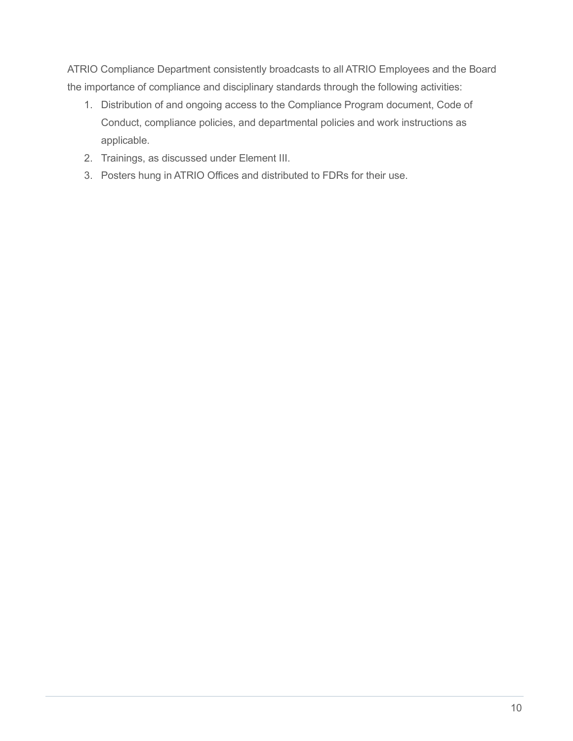ATRIO Compliance Department consistently broadcasts to all ATRIO Employees and the Board the importance of compliance and disciplinary standards through the following activities:

1. Distribution of and ongoing access to the Compliance Program document, Code of Conduct, compliance policies, and departmental policies and work instructions as applicable.
2. Trainings, as discussed under Element III.
3. Posters hung in ATRIO Offices and distributed to FDRs for their use.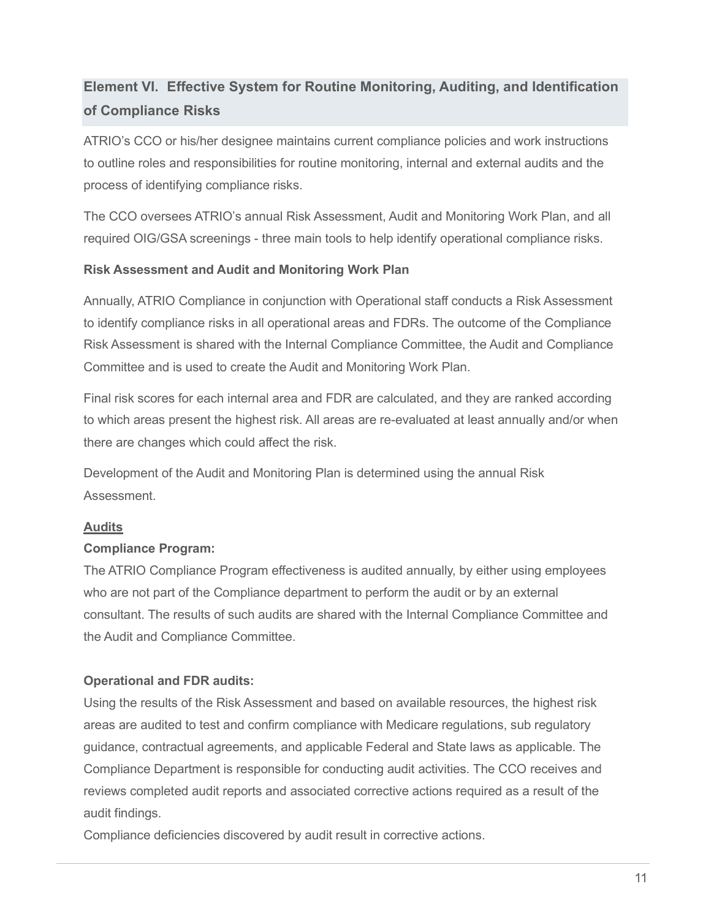## Element VI. Effective System for Routine Monitoring, Auditing, and Identification of Compliance Risks

ATRIO's CCO or his/her designee maintains current compliance policies and work instructions to outline roles and responsibilities for routine monitoring, internal and external audits and the process of identifying compliance risks.

The CCO oversees ATRIO's annual Risk Assessment, Audit and Monitoring Work Plan, and all required OIG/GSA screenings - three main tools to help identify operational compliance risks.

**Risk Assessment and Audit and Monitoring Work Plan**

Annually, ATRIO Compliance in conjunction with Operational staff conducts a Risk Assessment to identify compliance risks in all operational areas and FDRs. The outcome of the Compliance Risk Assessment is shared with the Internal Compliance Committee, the Audit and Compliance Committee and is used to create the Audit and Monitoring Work Plan.

Final risk scores for each internal area and FDR are calculated, and they are ranked according to which areas present the highest risk. All areas are re-evaluated at least annually and/or when there are changes which could affect the risk.

Development of the Audit and Monitoring Plan is determined using the annual Risk Assessment.

**Audits**

**Compliance Program:**
The ATRIO Compliance Program effectiveness is audited annually, by either using employees who are not part of the Compliance department to perform the audit or by an external consultant. The results of such audits are shared with the Internal Compliance Committee and the Audit and Compliance Committee.

**Operational and FDR audits:**
Using the results of the Risk Assessment and based on available resources, the highest risk areas are audited to test and confirm compliance with Medicare regulations, sub regulatory guidance, contractual agreements, and applicable Federal and State laws as applicable. The Compliance Department is responsible for conducting audit activities. The CCO receives and reviews completed audit reports and associated corrective actions required as a result of the audit findings.
Compliance deficiencies discovered by audit result in corrective actions.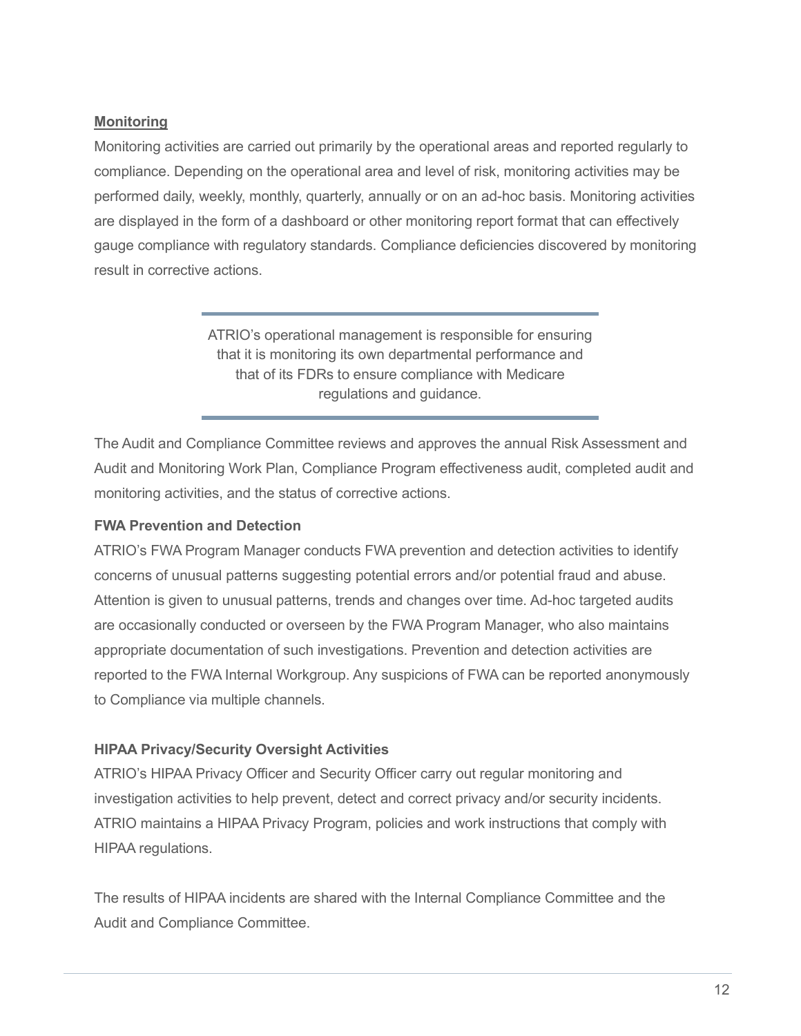**Monitoring**

Monitoring activities are carried out primarily by the operational areas and reported regularly to compliance. Depending on the operational area and level of risk, monitoring activities may be performed daily, weekly, monthly, quarterly, annually or on an ad-hoc basis. Monitoring activities are displayed in the form of a dashboard or other monitoring report format that can effectively gauge compliance with regulatory standards. Compliance deficiencies discovered by monitoring result in corrective actions.

> ATRIO's operational management is responsible for ensuring that it is monitoring its own departmental performance and that of its FDRs to ensure compliance with Medicare regulations and guidance.

The Audit and Compliance Committee reviews and approves the annual Risk Assessment and Audit and Monitoring Work Plan, Compliance Program effectiveness audit, completed audit and monitoring activities, and the status of corrective actions.

**FWA Prevention and Detection**

ATRIO's FWA Program Manager conducts FWA prevention and detection activities to identify concerns of unusual patterns suggesting potential errors and/or potential fraud and abuse. Attention is given to unusual patterns, trends and changes over time. Ad-hoc targeted audits are occasionally conducted or overseen by the FWA Program Manager, who also maintains appropriate documentation of such investigations. Prevention and detection activities are reported to the FWA Internal Workgroup. Any suspicions of FWA can be reported anonymously to Compliance via multiple channels.

**HIPAA Privacy/Security Oversight Activities**

ATRIO's HIPAA Privacy Officer and Security Officer carry out regular monitoring and investigation activities to help prevent, detect and correct privacy and/or security incidents. ATRIO maintains a HIPAA Privacy Program, policies and work instructions that comply with HIPAA regulations.

The results of HIPAA incidents are shared with the Internal Compliance Committee and the Audit and Compliance Committee.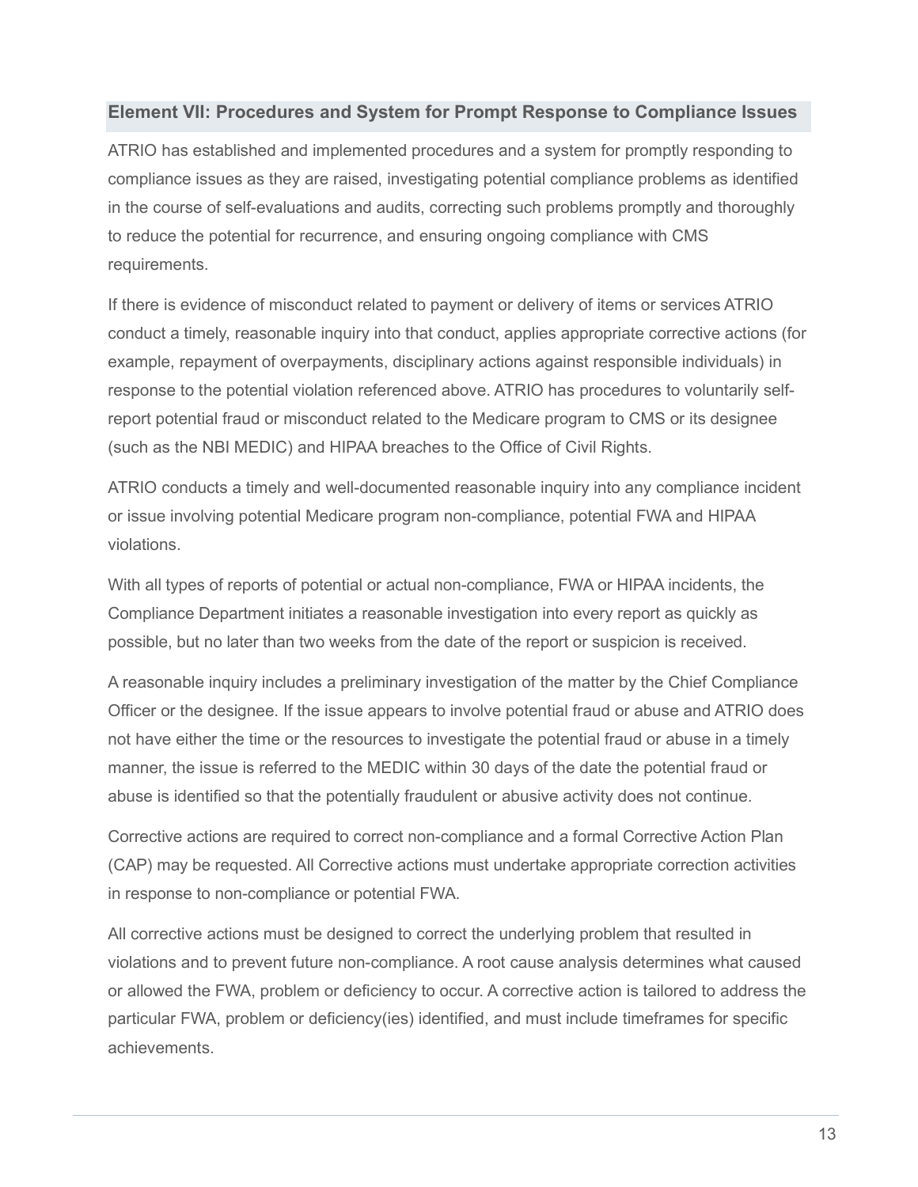## Element VII: Procedures and System for Prompt Response to Compliance Issues

ATRIO has established and implemented procedures and a system for promptly responding to compliance issues as they are raised, investigating potential compliance problems as identified in the course of self-evaluations and audits, correcting such problems promptly and thoroughly to reduce the potential for recurrence, and ensuring ongoing compliance with CMS requirements.

If there is evidence of misconduct related to payment or delivery of items or services ATRIO conduct a timely, reasonable inquiry into that conduct, applies appropriate corrective actions (for example, repayment of overpayments, disciplinary actions against responsible individuals) in response to the potential violation referenced above. ATRIO has procedures to voluntarily self-report potential fraud or misconduct related to the Medicare program to CMS or its designee (such as the NBI MEDIC) and HIPAA breaches to the Office of Civil Rights.

ATRIO conducts a timely and well-documented reasonable inquiry into any compliance incident or issue involving potential Medicare program non-compliance, potential FWA and HIPAA violations.

With all types of reports of potential or actual non-compliance, FWA or HIPAA incidents, the Compliance Department initiates a reasonable investigation into every report as quickly as possible, but no later than two weeks from the date of the report or suspicion is received.

A reasonable inquiry includes a preliminary investigation of the matter by the Chief Compliance Officer or the designee. If the issue appears to involve potential fraud or abuse and ATRIO does not have either the time or the resources to investigate the potential fraud or abuse in a timely manner, the issue is referred to the MEDIC within 30 days of the date the potential fraud or abuse is identified so that the potentially fraudulent or abusive activity does not continue.

Corrective actions are required to correct non-compliance and a formal Corrective Action Plan (CAP) may be requested. All Corrective actions must undertake appropriate correction activities in response to non-compliance or potential FWA.

All corrective actions must be designed to correct the underlying problem that resulted in violations and to prevent future non-compliance. A root cause analysis determines what caused or allowed the FWA, problem or deficiency to occur. A corrective action is tailored to address the particular FWA, problem or deficiency(ies) identified, and must include timeframes for specific achievements.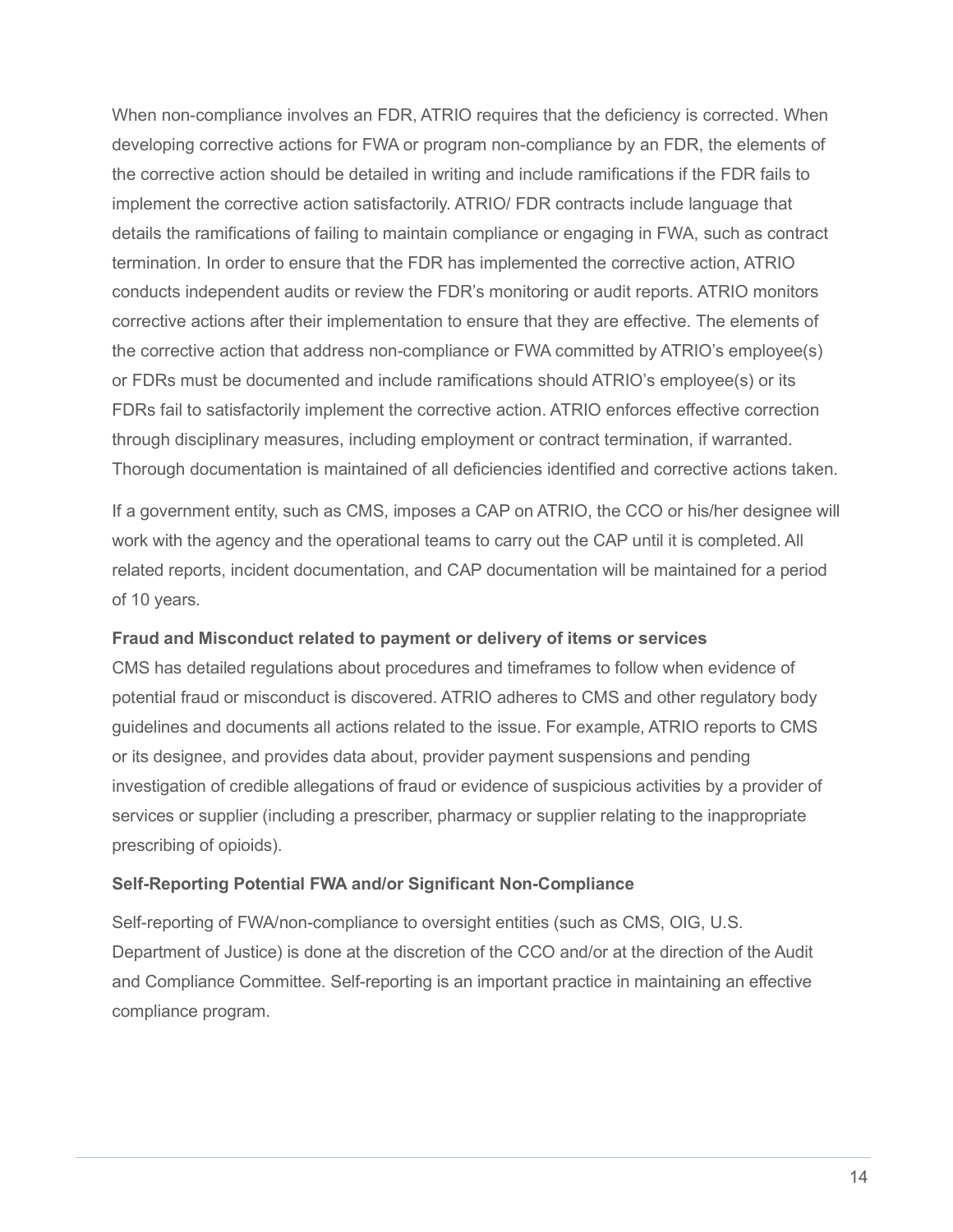When non-compliance involves an FDR, ATRIO requires that the deficiency is corrected. When developing corrective actions for FWA or program non-compliance by an FDR, the elements of the corrective action should be detailed in writing and include ramifications if the FDR fails to implement the corrective action satisfactorily. ATRIO/ FDR contracts include language that details the ramifications of failing to maintain compliance or engaging in FWA, such as contract termination. In order to ensure that the FDR has implemented the corrective action, ATRIO conducts independent audits or review the FDR's monitoring or audit reports. ATRIO monitors corrective actions after their implementation to ensure that they are effective. The elements of the corrective action that address non-compliance or FWA committed by ATRIO's employee(s) or FDRs must be documented and include ramifications should ATRIO's employee(s) or its FDRs fail to satisfactorily implement the corrective action. ATRIO enforces effective correction through disciplinary measures, including employment or contract termination, if warranted. Thorough documentation is maintained of all deficiencies identified and corrective actions taken.

If a government entity, such as CMS, imposes a CAP on ATRIO, the CCO or his/her designee will work with the agency and the operational teams to carry out the CAP until it is completed. All related reports, incident documentation, and CAP documentation will be maintained for a period of 10 years.

**Fraud and Misconduct related to payment or delivery of items or services**

CMS has detailed regulations about procedures and timeframes to follow when evidence of potential fraud or misconduct is discovered. ATRIO adheres to CMS and other regulatory body guidelines and documents all actions related to the issue. For example, ATRIO reports to CMS or its designee, and provides data about, provider payment suspensions and pending investigation of credible allegations of fraud or evidence of suspicious activities by a provider of services or supplier (including a prescriber, pharmacy or supplier relating to the inappropriate prescribing of opioids).

**Self-Reporting Potential FWA and/or Significant Non-Compliance**

Self-reporting of FWA/non-compliance to oversight entities (such as CMS, OIG, U.S. Department of Justice) is done at the discretion of the CCO and/or at the direction of the Audit and Compliance Committee. Self-reporting is an important practice in maintaining an effective compliance program.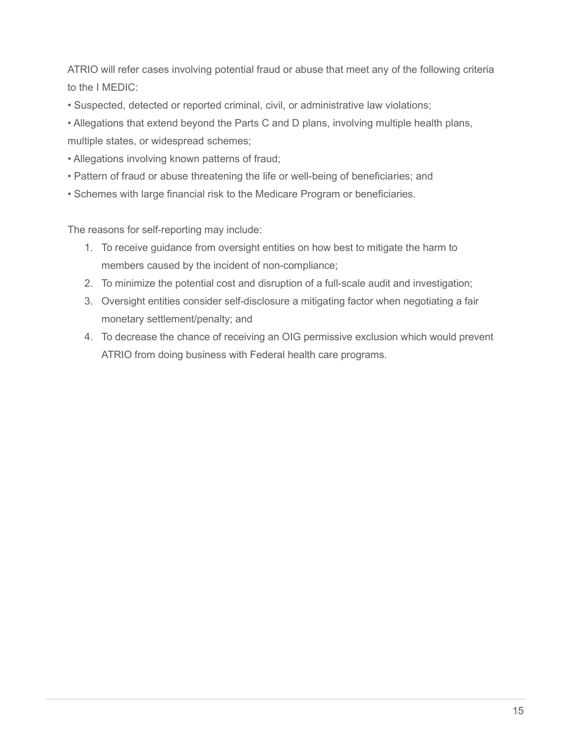ATRIO will refer cases involving potential fraud or abuse that meet any of the following criteria to the I MEDIC:

- Suspected, detected or reported criminal, civil, or administrative law violations;
- Allegations that extend beyond the Parts C and D plans, involving multiple health plans, multiple states, or widespread schemes;
- Allegations involving known patterns of fraud;
- Pattern of fraud or abuse threatening the life or well-being of beneficiaries; and
- Schemes with large financial risk to the Medicare Program or beneficiaries.

The reasons for self-reporting may include:

1. To receive guidance from oversight entities on how best to mitigate the harm to members caused by the incident of non-compliance;
2. To minimize the potential cost and disruption of a full-scale audit and investigation;
3. Oversight entities consider self-disclosure a mitigating factor when negotiating a fair monetary settlement/penalty; and
4. To decrease the chance of receiving an OIG permissive exclusion which would prevent ATRIO from doing business with Federal health care programs.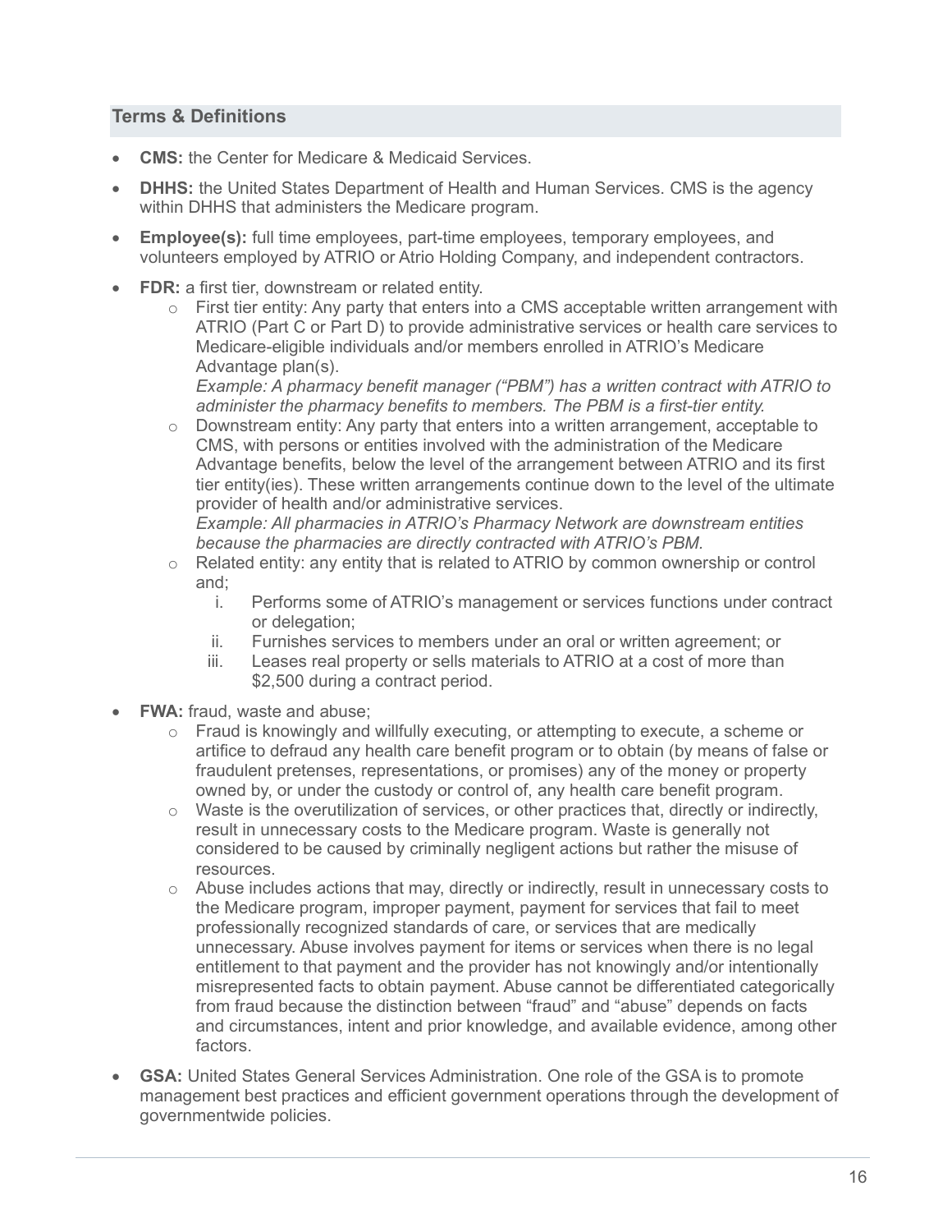## Terms & Definitions

- **CMS:** the Center for Medicare & Medicaid Services.
- **DHHS:** the United States Department of Health and Human Services. CMS is the agency within DHHS that administers the Medicare program.
- **Employee(s):** full time employees, part-time employees, temporary employees, and volunteers employed by ATRIO or Atrio Holding Company, and independent contractors.
- **FDR:** a first tier, downstream or related entity.
  - First tier entity: Any party that enters into a CMS acceptable written arrangement with ATRIO (Part C or Part D) to provide administrative services or health care services to Medicare-eligible individuals and/or members enrolled in ATRIO's Medicare Advantage plan(s).
    *Example: A pharmacy benefit manager ("PBM") has a written contract with ATRIO to administer the pharmacy benefits to members. The PBM is a first-tier entity.*
  - Downstream entity: Any party that enters into a written arrangement, acceptable to CMS, with persons or entities involved with the administration of the Medicare Advantage benefits, below the level of the arrangement between ATRIO and its first tier entity(ies). These written arrangements continue down to the level of the ultimate provider of health and/or administrative services.
    *Example: All pharmacies in ATRIO's Pharmacy Network are downstream entities because the pharmacies are directly contracted with ATRIO's PBM.*
  - Related entity: any entity that is related to ATRIO by common ownership or control and;
    1. Performs some of ATRIO's management or services functions under contract or delegation;
    2. Furnishes services to members under an oral or written agreement; or
    3. Leases real property or sells materials to ATRIO at a cost of more than $2,500 during a contract period.
- **FWA:** fraud, waste and abuse;
  - Fraud is knowingly and willfully executing, or attempting to execute, a scheme or artifice to defraud any health care benefit program or to obtain (by means of false or fraudulent pretenses, representations, or promises) any of the money or property owned by, or under the custody or control of, any health care benefit program.
  - Waste is the overutilization of services, or other practices that, directly or indirectly, result in unnecessary costs to the Medicare program. Waste is generally not considered to be caused by criminally negligent actions but rather the misuse of resources.
  - Abuse includes actions that may, directly or indirectly, result in unnecessary costs to the Medicare program, improper payment, payment for services that fail to meet professionally recognized standards of care, or services that are medically unnecessary. Abuse involves payment for items or services when there is no legal entitlement to that payment and the provider has not knowingly and/or intentionally misrepresented facts to obtain payment. Abuse cannot be differentiated categorically from fraud because the distinction between "fraud" and "abuse" depends on facts and circumstances, intent and prior knowledge, and available evidence, among other factors.
- **GSA:** United States General Services Administration. One role of the GSA is to promote management best practices and efficient government operations through the development of governmentwide policies.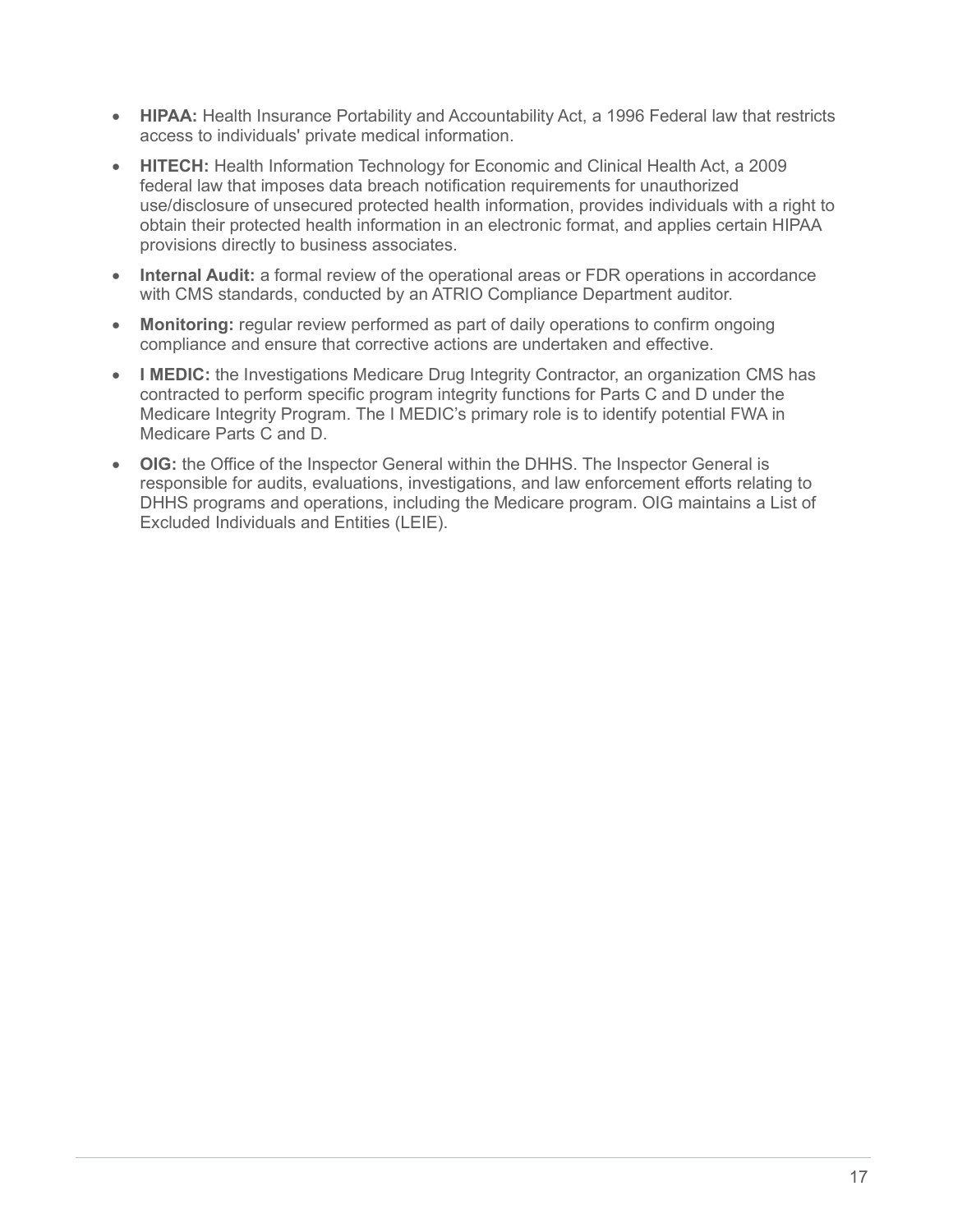- **HIPAA:** Health Insurance Portability and Accountability Act, a 1996 Federal law that restricts access to individuals' private medical information.
- **HITECH:** Health Information Technology for Economic and Clinical Health Act, a 2009 federal law that imposes data breach notification requirements for unauthorized use/disclosure of unsecured protected health information, provides individuals with a right to obtain their protected health information in an electronic format, and applies certain HIPAA provisions directly to business associates.
- **Internal Audit:** a formal review of the operational areas or FDR operations in accordance with CMS standards, conducted by an ATRIO Compliance Department auditor.
- **Monitoring:** regular review performed as part of daily operations to confirm ongoing compliance and ensure that corrective actions are undertaken and effective.
- **I MEDIC:** the Investigations Medicare Drug Integrity Contractor, an organization CMS has contracted to perform specific program integrity functions for Parts C and D under the Medicare Integrity Program. The I MEDIC's primary role is to identify potential FWA in Medicare Parts C and D.
- **OIG:** the Office of the Inspector General within the DHHS. The Inspector General is responsible for audits, evaluations, investigations, and law enforcement efforts relating to DHHS programs and operations, including the Medicare program. OIG maintains a List of Excluded Individuals and Entities (LEIE).